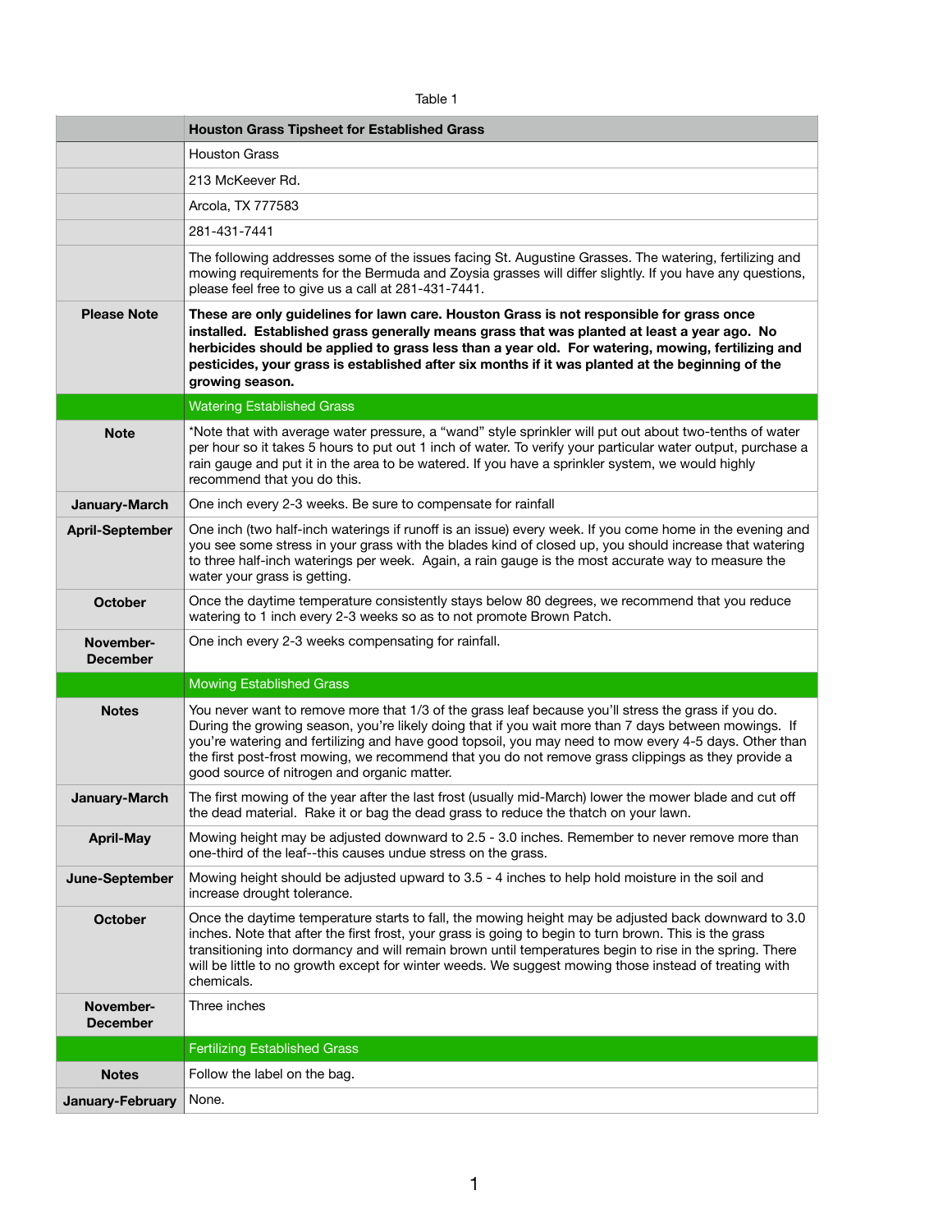Table 1

| | Houston Grass Tipsheet for Established Grass |
|---|---|
| | Houston Grass |
| | 213 McKeever Rd. |
| | Arcola, TX 777583 |
| | 281-431-7441 |
| | The following addresses some of the issues facing St. Augustine Grasses. The watering, fertilizing and mowing requirements for the Bermuda and Zoysia grasses will differ slightly. If you have any questions, please feel free to give us a call at 281-431-7441. |
| **Please Note** | **These are only guidelines for lawn care. Houston Grass is not responsible for grass once installed. Established grass generally means grass that was planted at least a year ago. No herbicides should be applied to grass less than a year old. For watering, mowing, fertilizing and pesticides, your grass is established after six months if it was planted at the beginning of the growing season.** |
| | Watering Established Grass |
| **Note** | *Note that with average water pressure, a "wand" style sprinkler will put out about two-tenths of water per hour so it takes 5 hours to put out 1 inch of water. To verify your particular water output, purchase a rain gauge and put it in the area to be watered. If you have a sprinkler system, we would highly recommend that you do this. |
| **January-March** | One inch every 2-3 weeks. Be sure to compensate for rainfall |
| **April-September** | One inch (two half-inch waterings if runoff is an issue) every week. If you come home in the evening and you see some stress in your grass with the blades kind of closed up, you should increase that watering to three half-inch waterings per week. Again, a rain gauge is the most accurate way to measure the water your grass is getting. |
| **October** | Once the daytime temperature consistently stays below 80 degrees, we recommend that you reduce watering to 1 inch every 2-3 weeks so as to not promote Brown Patch. |
| **November-December** | One inch every 2-3 weeks compensating for rainfall. |
| | Mowing Established Grass |
| **Notes** | You never want to remove more that 1/3 of the grass leaf because you'll stress the grass if you do. During the growing season, you're likely doing that if you wait more than 7 days between mowings. If you're watering and fertilizing and have good topsoil, you may need to mow every 4-5 days. Other than the first post-frost mowing, we recommend that you do not remove grass clippings as they provide a good source of nitrogen and organic matter. |
| **January-March** | The first mowing of the year after the last frost (usually mid-March) lower the mower blade and cut off the dead material. Rake it or bag the dead grass to reduce the thatch on your lawn. |
| **April-May** | Mowing height may be adjusted downward to 2.5 - 3.0 inches. Remember to never remove more than one-third of the leaf--this causes undue stress on the grass. |
| **June-September** | Mowing height should be adjusted upward to 3.5 - 4 inches to help hold moisture in the soil and increase drought tolerance. |
| **October** | Once the daytime temperature starts to fall, the mowing height may be adjusted back downward to 3.0 inches. Note that after the first frost, your grass is going to begin to turn brown. This is the grass transitioning into dormancy and will remain brown until temperatures begin to rise in the spring. There will be little to no growth except for winter weeds. We suggest mowing those instead of treating with chemicals. |
| **November-December** | Three inches |
| | Fertilizing Established Grass |
| **Notes** | Follow the label on the bag. |
| **January-February** | None. |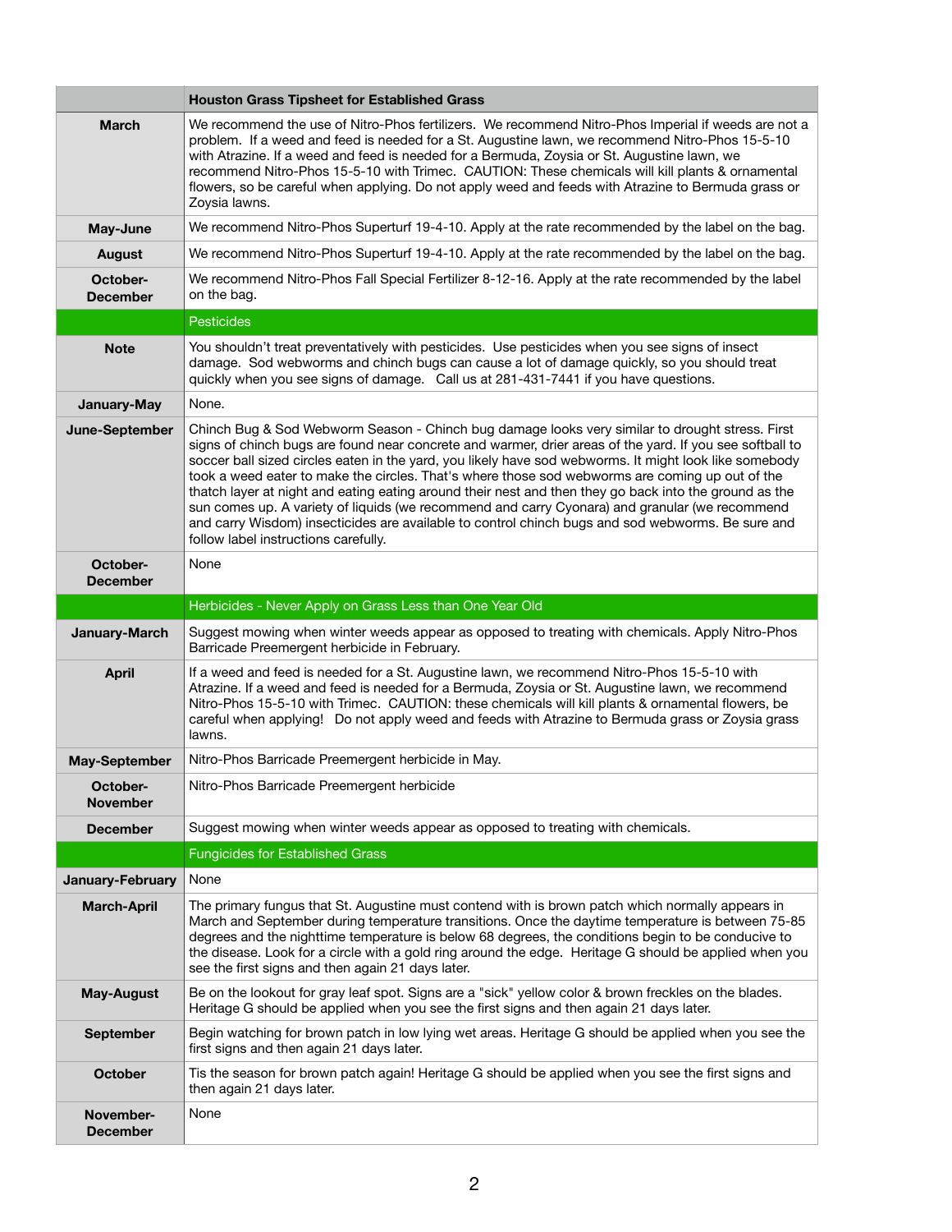| | Houston Grass Tipsheet for Established Grass |
|---|---|
| **March** | We recommend the use of Nitro-Phos fertilizers. We recommend Nitro-Phos Imperial if weeds are not a problem. If a weed and feed is needed for a St. Augustine lawn, we recommend Nitro-Phos 15-5-10 with Atrazine. If a weed and feed is needed for a Bermuda, Zoysia or St. Augustine lawn, we recommend Nitro-Phos 15-5-10 with Trimec. CAUTION: These chemicals will kill plants & ornamental flowers, so be careful when applying. Do not apply weed and feeds with Atrazine to Bermuda grass or Zoysia lawns. |
| **May-June** | We recommend Nitro-Phos Superturf 19-4-10. Apply at the rate recommended by the label on the bag. |
| **August** | We recommend Nitro-Phos Superturf 19-4-10. Apply at the rate recommended by the label on the bag. |
| **October-December** | We recommend Nitro-Phos Fall Special Fertilizer 8-12-16. Apply at the rate recommended by the label on the bag. |
| | **Pesticides** |
| **Note** | You shouldn't treat preventatively with pesticides. Use pesticides when you see signs of insect damage. Sod webworms and chinch bugs can cause a lot of damage quickly, so you should treat quickly when you see signs of damage. Call us at 281-431-7441 if you have questions. |
| **January-May** | None. |
| **June-September** | Chinch Bug & Sod Webworm Season - Chinch bug damage looks very similar to drought stress. First signs of chinch bugs are found near concrete and warmer, drier areas of the yard. If you see softball to soccer ball sized circles eaten in the yard, you likely have sod webworms. It might look like somebody took a weed eater to make the circles. That's where those sod webworms are coming up out of the thatch layer at night and eating eating around their nest and then they go back into the ground as the sun comes up. A variety of liquids (we recommend and carry Cyonara) and granular (we recommend and carry Wisdom) insecticides are available to control chinch bugs and sod webworms. Be sure and follow label instructions carefully. |
| **October-December** | None |
| | **Herbicides - Never Apply on Grass Less than One Year Old** |
| **January-March** | Suggest mowing when winter weeds appear as opposed to treating with chemicals. Apply Nitro-Phos Barricade Preemergent herbicide in February. |
| **April** | If a weed and feed is needed for a St. Augustine lawn, we recommend Nitro-Phos 15-5-10 with Atrazine. If a weed and feed is needed for a Bermuda, Zoysia or St. Augustine lawn, we recommend Nitro-Phos 15-5-10 with Trimec. CAUTION: these chemicals will kill plants & ornamental flowers, be careful when applying! Do not apply weed and feeds with Atrazine to Bermuda grass or Zoysia grass lawns. |
| **May-September** | Nitro-Phos Barricade Preemergent herbicide in May. |
| **October-November** | Nitro-Phos Barricade Preemergent herbicide |
| **December** | Suggest mowing when winter weeds appear as opposed to treating with chemicals. |
| | **Fungicides for Established Grass** |
| **January-February** | None |
| **March-April** | The primary fungus that St. Augustine must contend with is brown patch which normally appears in March and September during temperature transitions. Once the daytime temperature is between 75-85 degrees and the nighttime temperature is below 68 degrees, the conditions begin to be conducive to the disease. Look for a circle with a gold ring around the edge. Heritage G should be applied when you see the first signs and then again 21 days later. |
| **May-August** | Be on the lookout for gray leaf spot. Signs are a "sick" yellow color & brown freckles on the blades. Heritage G should be applied when you see the first signs and then again 21 days later. |
| **September** | Begin watching for brown patch in low lying wet areas. Heritage G should be applied when you see the first signs and then again 21 days later. |
| **October** | Tis the season for brown patch again! Heritage G should be applied when you see the first signs and then again 21 days later. |
| **November-December** | None |